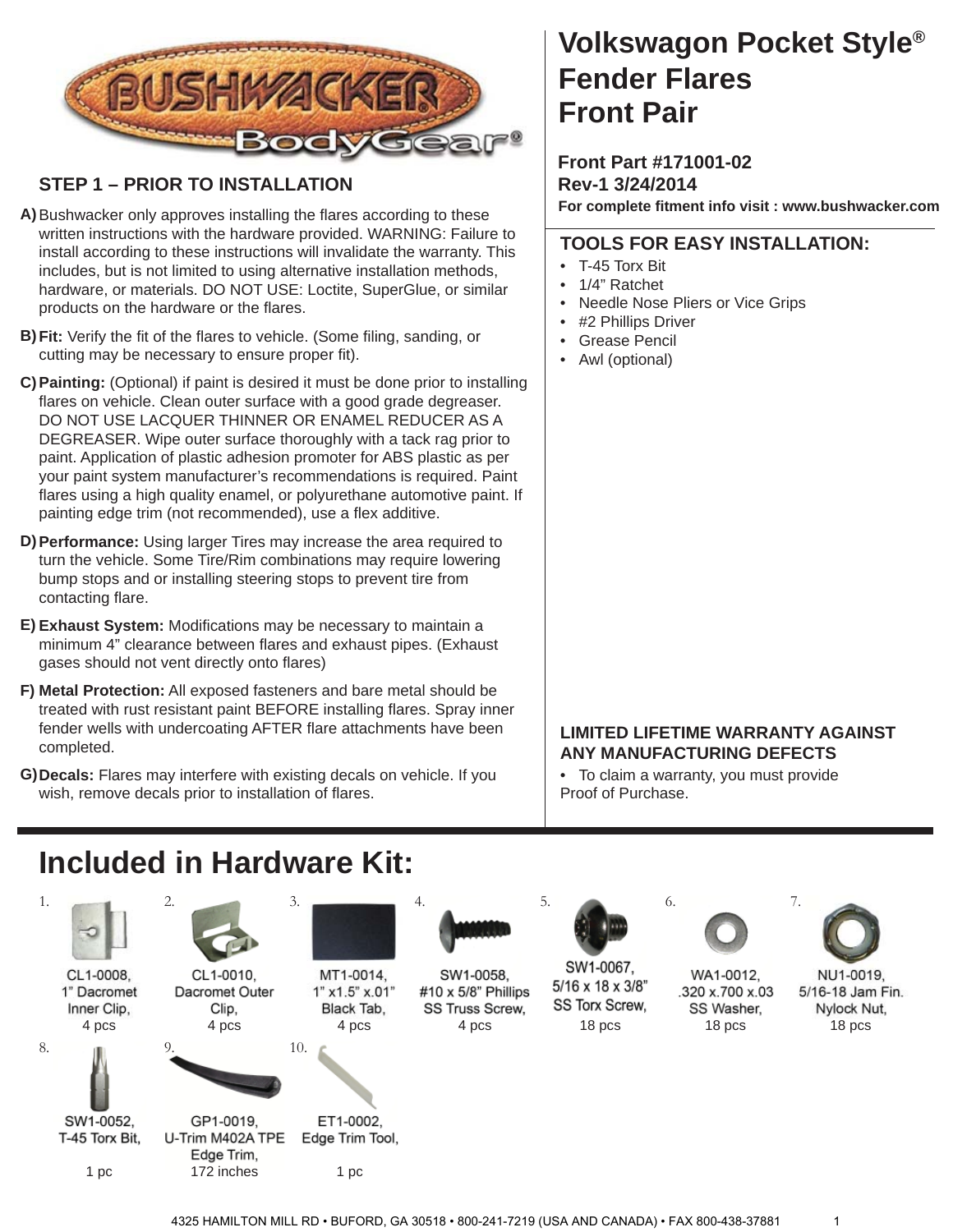# Volkswagon Pocket Style® Fender Flares Front Pair

**Front Part #171001-02**
**Rev-1 3/24/2014**
**For complete fitment info visit : www.bushwacker.com**

## STEP 1 – PRIOR TO INSTALLATION

**A)** Bushwacker only approves installing the flares according to these written instructions with the hardware provided. WARNING: Failure to install according to these instructions will invalidate the warranty. This includes, but is not limited to using alternative installation methods, hardware, or materials. DO NOT USE: Loctite, SuperGlue, or similar products on the hardware or the flares.

**B) Fit:** Verify the fit of the flares to vehicle. (Some filing, sanding, or cutting may be necessary to ensure proper fit).

**C) Painting:** (Optional) if paint is desired it must be done prior to installing flares on vehicle. Clean outer surface with a good grade degreaser. DO NOT USE LACQUER THINNER OR ENAMEL REDUCER AS A DEGREASER. Wipe outer surface thoroughly with a tack rag prior to paint. Application of plastic adhesion promoter for ABS plastic as per your paint system manufacturer's recommendations is required. Paint flares using a high quality enamel, or polyurethane automotive paint. If painting edge trim (not recommended), use a flex additive.

**D) Performance:** Using larger Tires may increase the area required to turn the vehicle. Some Tire/Rim combinations may require lowering bump stops and or installing steering stops to prevent tire from contacting flare.

**E) Exhaust System:** Modifications may be necessary to maintain a minimum 4" clearance between flares and exhaust pipes. (Exhaust gases should not vent directly onto flares)

**F) Metal Protection:** All exposed fasteners and bare metal should be treated with rust resistant paint BEFORE installing flares. Spray inner fender wells with undercoating AFTER flare attachments have been completed.

**G) Decals:** Flares may interfere with existing decals on vehicle. If you wish, remove decals prior to installation of flares.

## TOOLS FOR EASY INSTALLATION:

- T-45 Torx Bit
- 1/4" Ratchet
- Needle Nose Pliers or Vice Grips
- #2 Phillips Driver
- Grease Pencil
- Awl (optional)

## LIMITED LIFETIME WARRANTY AGAINST ANY MANUFACTURING DEFECTS

- To claim a warranty, you must provide Proof of Purchase.

# Included in Hardware Kit:

1. CL1-0008, 1" Dacromet Inner Clip, 4 pcs
2. CL1-0010, Dacromet Outer Clip, 4 pcs
3. MT1-0014, 1" x1.5" x.01" Black Tab, 4 pcs
4. SW1-0058, #10 x 5/8" Phillips SS Truss Screw, 4 pcs
5. SW1-0067, 5/16 x 18 x 3/8" SS Torx Screw, 18 pcs
6. WA1-0012, .320 x.700 x.03 SS Washer, 18 pcs
7. NU1-0019, 5/16-18 Jam Fin. Nylock Nut, 18 pcs
8. SW1-0052, T-45 Torx Bit, 1 pc
9. GP1-0019, U-Trim M402A TPE Edge Trim, 172 inches
10. ET1-0002, Edge Trim Tool, 1 pc

4325 HAMILTON MILL RD • BUFORD, GA 30518 • 800-241-7219 (USA AND CANADA) • FAX 800-438-37881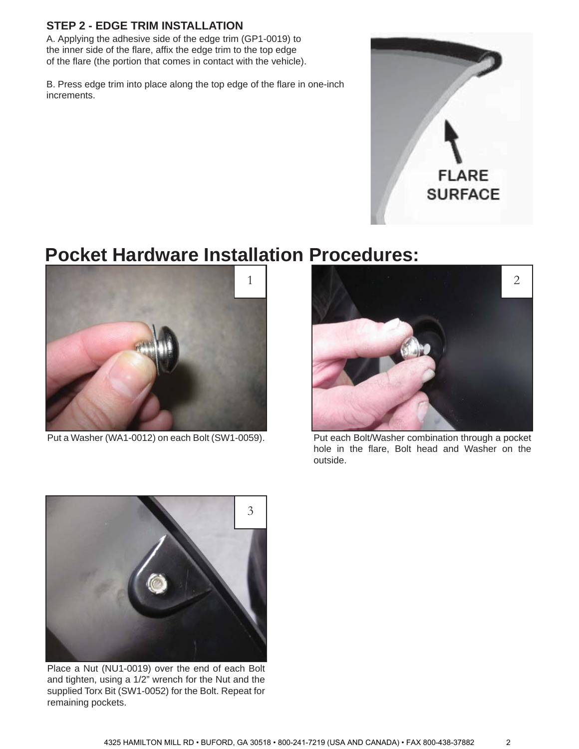### STEP 2 - EDGE TRIM INSTALLATION

A. Applying the adhesive side of the edge trim (GP1-0019) to the inner side of the flare, affix the edge trim to the top edge of the flare (the portion that comes in contact with the vehicle).

B. Press edge trim into place along the top edge of the flare in one-inch increments.

FLARE SURFACE

# Pocket Hardware Installation Procedures:

1

Put a Washer (WA1-0012) on each Bolt (SW1-0059).

2

Put each Bolt/Washer combination through a pocket hole in the flare, Bolt head and Washer on the outside.

3

Place a Nut (NU1-0019) over the end of each Bolt and tighten, using a 1/2" wrench for the Nut and the supplied Torx Bit (SW1-0052) for the Bolt. Repeat for remaining pockets.

4325 HAMILTON MILL RD • BUFORD, GA 30518 • 800-241-7219 (USA AND CANADA) • FAX 800-438-37882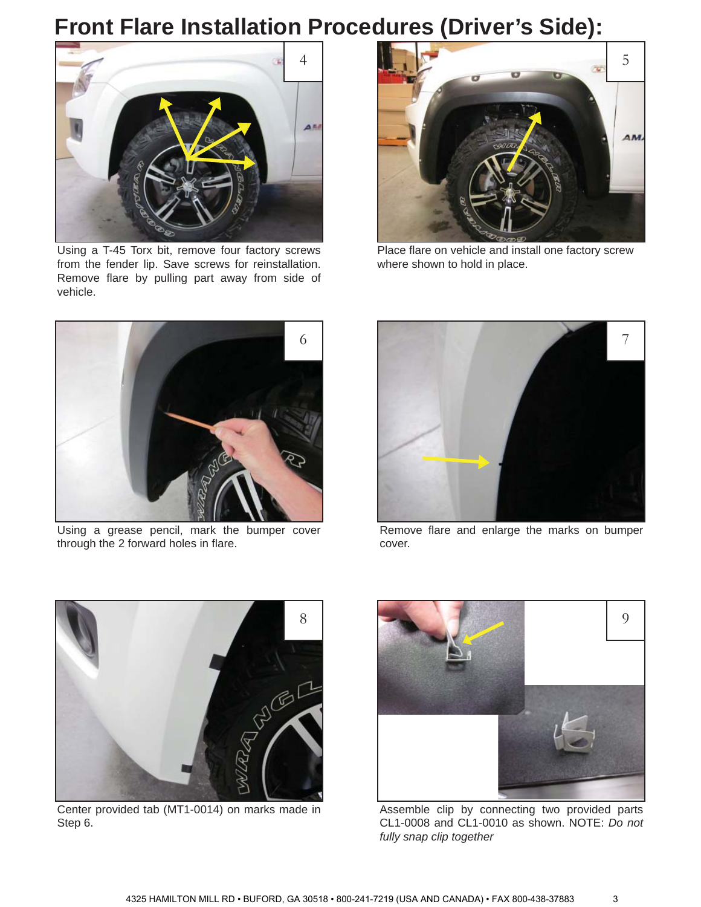# Front Flare Installation Procedures (Driver's Side):

4

Using a T-45 Torx bit, remove four factory screws from the fender lip. Save screws for reinstallation. Remove flare by pulling part away from side of vehicle.

5

Place flare on vehicle and install one factory screw where shown to hold in place.

6

Using a grease pencil, mark the bumper cover through the 2 forward holes in flare.

7

Remove flare and enlarge the marks on bumper cover.

8

Center provided tab (MT1-0014) on marks made in Step 6.

9

Assemble clip by connecting two provided parts CL1-0008 and CL1-0010 as shown. NOTE: *Do not fully snap clip together*

4325 HAMILTON MILL RD • BUFORD, GA 30518 • 800-241-7219 (USA AND CANADA) • FAX 800-438-37883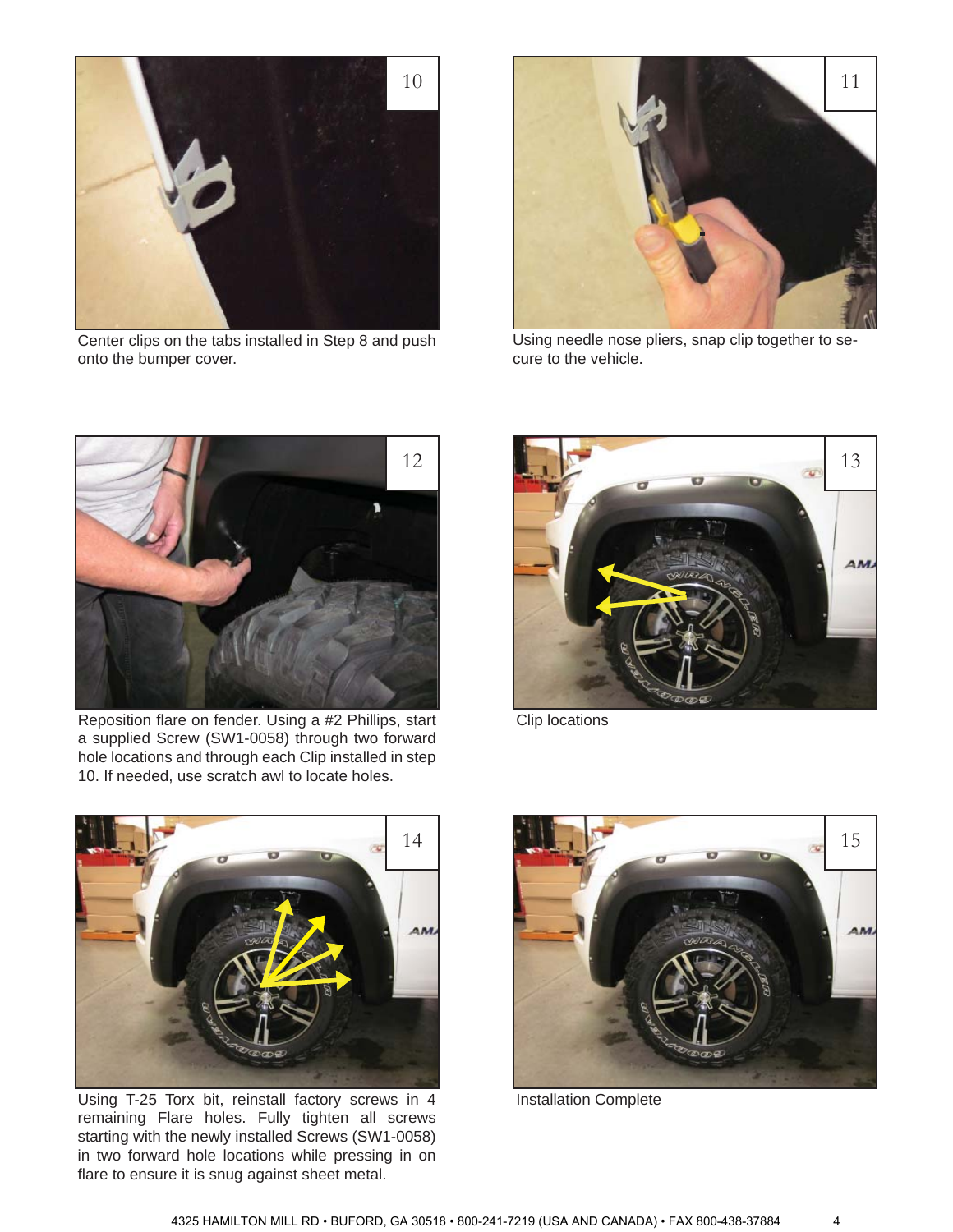10

Center clips on the tabs installed in Step 8 and push onto the bumper cover.

11

Using needle nose pliers, snap clip together to secure to the vehicle.

12

Reposition flare on fender. Using a #2 Phillips, start a supplied Screw (SW1-0058) through two forward hole locations and through each Clip installed in step 10. If needed, use scratch awl to locate holes.

13

Clip locations

14

Using T-25 Torx bit, reinstall factory screws in 4 remaining Flare holes. Fully tighten all screws starting with the newly installed Screws (SW1-0058) in two forward hole locations while pressing in on flare to ensure it is snug against sheet metal.

15

Installation Complete

4325 HAMILTON MILL RD • BUFORD, GA 30518 • 800-241-7219 (USA AND CANADA) • FAX 800-438-37884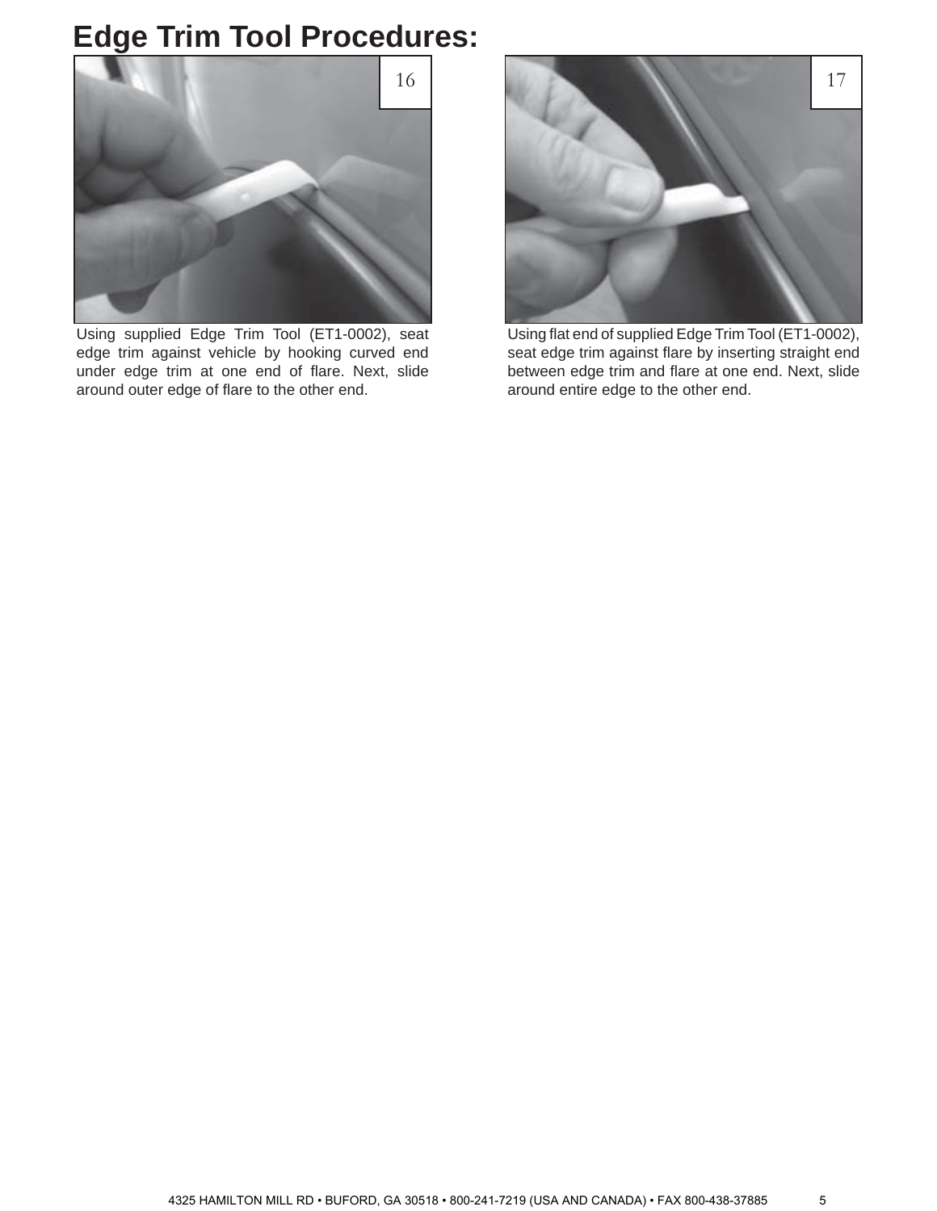# Edge Trim Tool Procedures:

16

Using supplied Edge Trim Tool (ET1-0002), seat edge trim against vehicle by hooking curved end under edge trim at one end of flare. Next, slide around outer edge of flare to the other end.

17

Using flat end of supplied Edge Trim Tool (ET1-0002), seat edge trim against flare by inserting straight end between edge trim and flare at one end. Next, slide around entire edge to the other end.

4325 HAMILTON MILL RD • BUFORD, GA 30518 • 800-241-7219 (USA AND CANADA) • FAX 800-438-37885